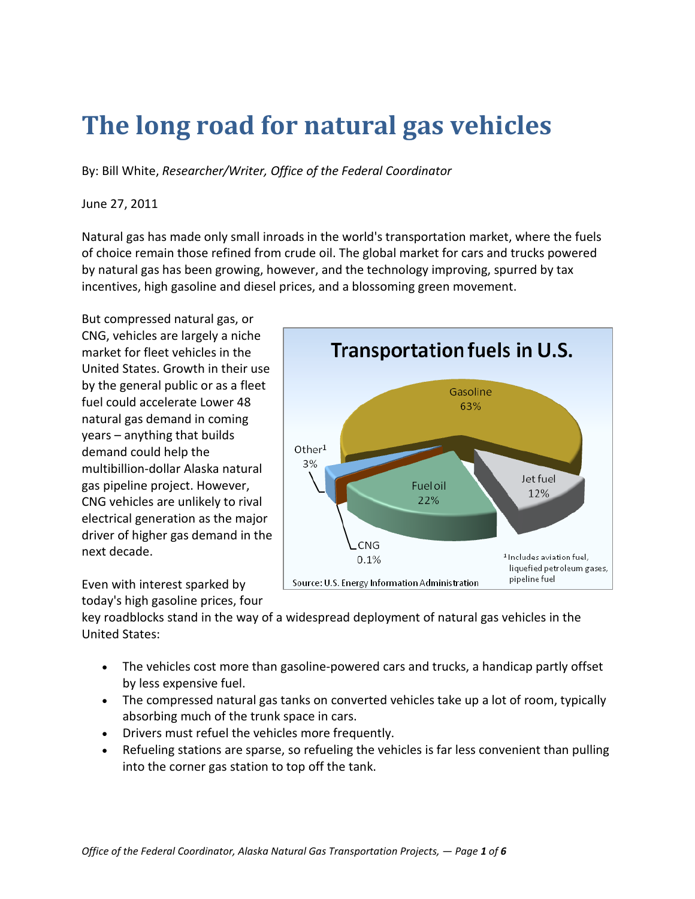# The long road for natural gas vehicles

By: Bill White, *Researcher/Writer, Office of the Federal Coordinator*

June 27, 2011

Natural gas has made only small inroads in the world's transportation market, where the fuels of choice remain those refined from crude oil. The global market for cars and trucks powered by natural gas has been growing, however, and the technology improving, spurred by tax incentives, high gasoline and diesel prices, and a blossoming green movement.

But compressed natural gas, or CNG, vehicles are largely a niche market for fleet vehicles in the United States. Growth in their use by the general public or as a fleet fuel could accelerate Lower 48 natural gas demand in coming years – anything that builds demand could help the multibillion-dollar Alaska natural gas pipeline project. However, CNG vehicles are unlikely to rival electrical generation as the major driver of higher gas demand in the next decade.

**Transportation fuels in U.S.**

| Fuel | Share |
|---|---|
| Gasoline | 63% |
| Fuel oil | 22% |
| Jet fuel | 12% |
| Other[1] | 3% |
| CNG | 0.1% |

[1] Includes aviation fuel, liquefied petroleum gases, pipeline fuel

Source: U.S. Energy Information Administration

Even with interest sparked by today's high gasoline prices, four key roadblocks stand in the way of a widespread deployment of natural gas vehicles in the United States:

- The vehicles cost more than gasoline-powered cars and trucks, a handicap partly offset by less expensive fuel.
- The compressed natural gas tanks on converted vehicles take up a lot of room, typically absorbing much of the trunk space in cars.
- Drivers must refuel the vehicles more frequently.
- Refueling stations are sparse, so refueling the vehicles is far less convenient than pulling into the corner gas station to top off the tank.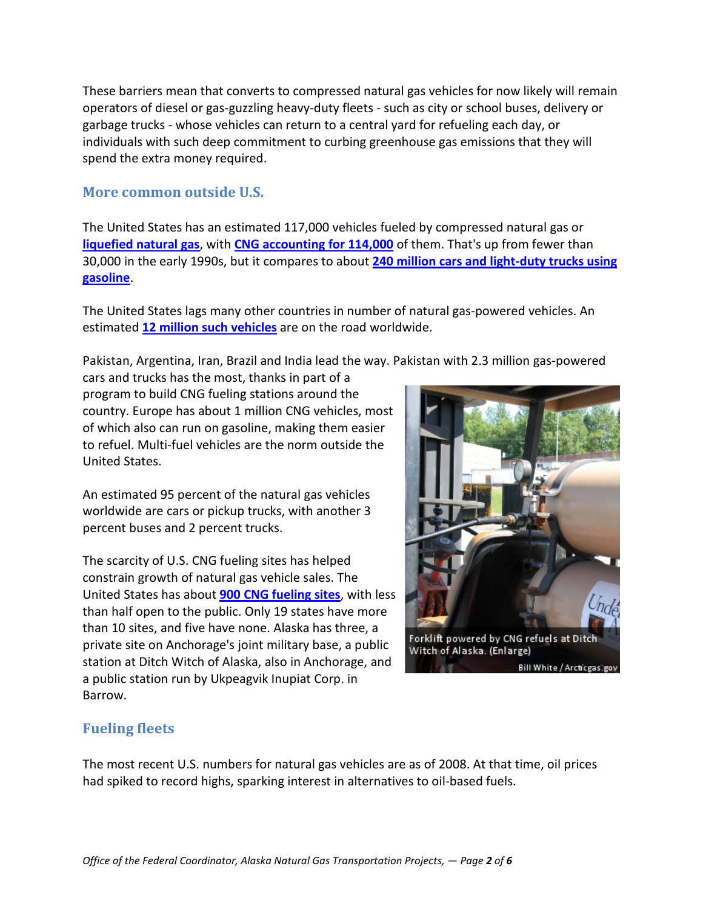These barriers mean that converts to compressed natural gas vehicles for now likely will remain operators of diesel or gas-guzzling heavy-duty fleets - such as city or school buses, delivery or garbage trucks - whose vehicles can return to a central yard for refueling each day, or individuals with such deep commitment to curbing greenhouse gas emissions that they will spend the extra money required.

## More common outside U.S.

The United States has an estimated 117,000 vehicles fueled by compressed natural gas or **liquefied natural gas**, with **CNG accounting for 114,000** of them. That's up from fewer than 30,000 in the early 1990s, but it compares to about **240 million cars and light-duty trucks using gasoline**.

The United States lags many other countries in number of natural gas-powered vehicles. An estimated **12 million such vehicles** are on the road worldwide.

Pakistan, Argentina, Iran, Brazil and India lead the way. Pakistan with 2.3 million gas-powered cars and trucks has the most, thanks in part of a program to build CNG fueling stations around the country. Europe has about 1 million CNG vehicles, most of which also can run on gasoline, making them easier to refuel. Multi-fuel vehicles are the norm outside the United States.

An estimated 95 percent of the natural gas vehicles worldwide are cars or pickup trucks, with another 3 percent buses and 2 percent trucks.

The scarcity of U.S. CNG fueling sites has helped constrain growth of natural gas vehicle sales. The United States has about **900 CNG fueling sites**, with less than half open to the public. Only 19 states have more than 10 sites, and five have none. Alaska has three, a private site on Anchorage's joint military base, a public station at Ditch Witch of Alaska, also in Anchorage, and a public station run by Ukpeagvik Inupiat Corp. in Barrow.

Forklift powered by CNG refuels at Ditch Witch of Alaska. (Enlarge)

Bill White / Arcticgas.gov

## Fueling fleets

The most recent U.S. numbers for natural gas vehicles are as of 2008. At that time, oil prices had spiked to record highs, sparking interest in alternatives to oil-based fuels.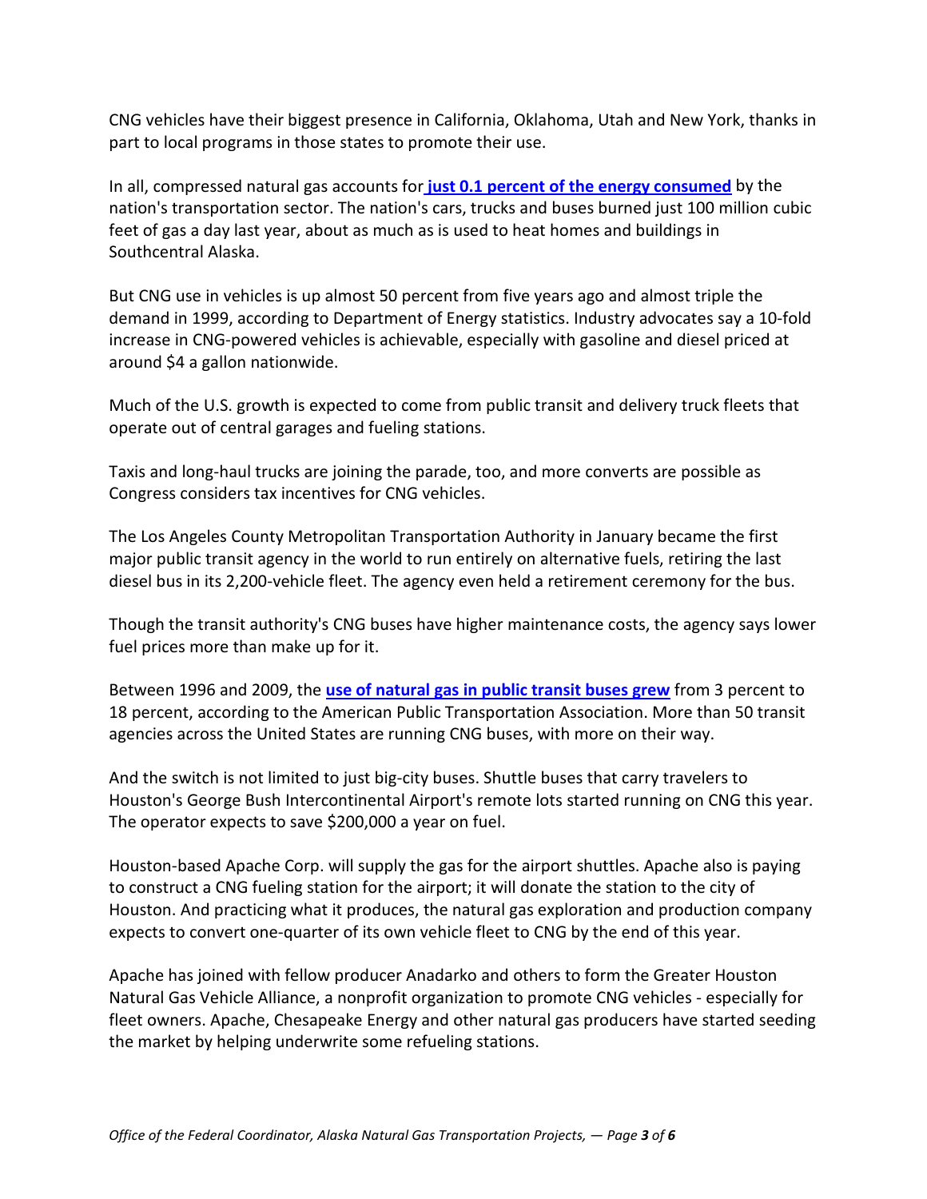CNG vehicles have their biggest presence in California, Oklahoma, Utah and New York, thanks in part to local programs in those states to promote their use.

In all, compressed natural gas accounts for **just 0.1 percent of the energy consumed** by the nation's transportation sector. The nation's cars, trucks and buses burned just 100 million cubic feet of gas a day last year, about as much as is used to heat homes and buildings in Southcentral Alaska.

But CNG use in vehicles is up almost 50 percent from five years ago and almost triple the demand in 1999, according to Department of Energy statistics. Industry advocates say a 10-fold increase in CNG-powered vehicles is achievable, especially with gasoline and diesel priced at around $4 a gallon nationwide.

Much of the U.S. growth is expected to come from public transit and delivery truck fleets that operate out of central garages and fueling stations.

Taxis and long-haul trucks are joining the parade, too, and more converts are possible as Congress considers tax incentives for CNG vehicles.

The Los Angeles County Metropolitan Transportation Authority in January became the first major public transit agency in the world to run entirely on alternative fuels, retiring the last diesel bus in its 2,200-vehicle fleet. The agency even held a retirement ceremony for the bus.

Though the transit authority's CNG buses have higher maintenance costs, the agency says lower fuel prices more than make up for it.

Between 1996 and 2009, the **use of natural gas in public transit buses grew** from 3 percent to 18 percent, according to the American Public Transportation Association. More than 50 transit agencies across the United States are running CNG buses, with more on their way.

And the switch is not limited to just big-city buses. Shuttle buses that carry travelers to Houston's George Bush Intercontinental Airport's remote lots started running on CNG this year. The operator expects to save $200,000 a year on fuel.

Houston-based Apache Corp. will supply the gas for the airport shuttles. Apache also is paying to construct a CNG fueling station for the airport; it will donate the station to the city of Houston. And practicing what it produces, the natural gas exploration and production company expects to convert one-quarter of its own vehicle fleet to CNG by the end of this year.

Apache has joined with fellow producer Anadarko and others to form the Greater Houston Natural Gas Vehicle Alliance, a nonprofit organization to promote CNG vehicles - especially for fleet owners. Apache, Chesapeake Energy and other natural gas producers have started seeding the market by helping underwrite some refueling stations.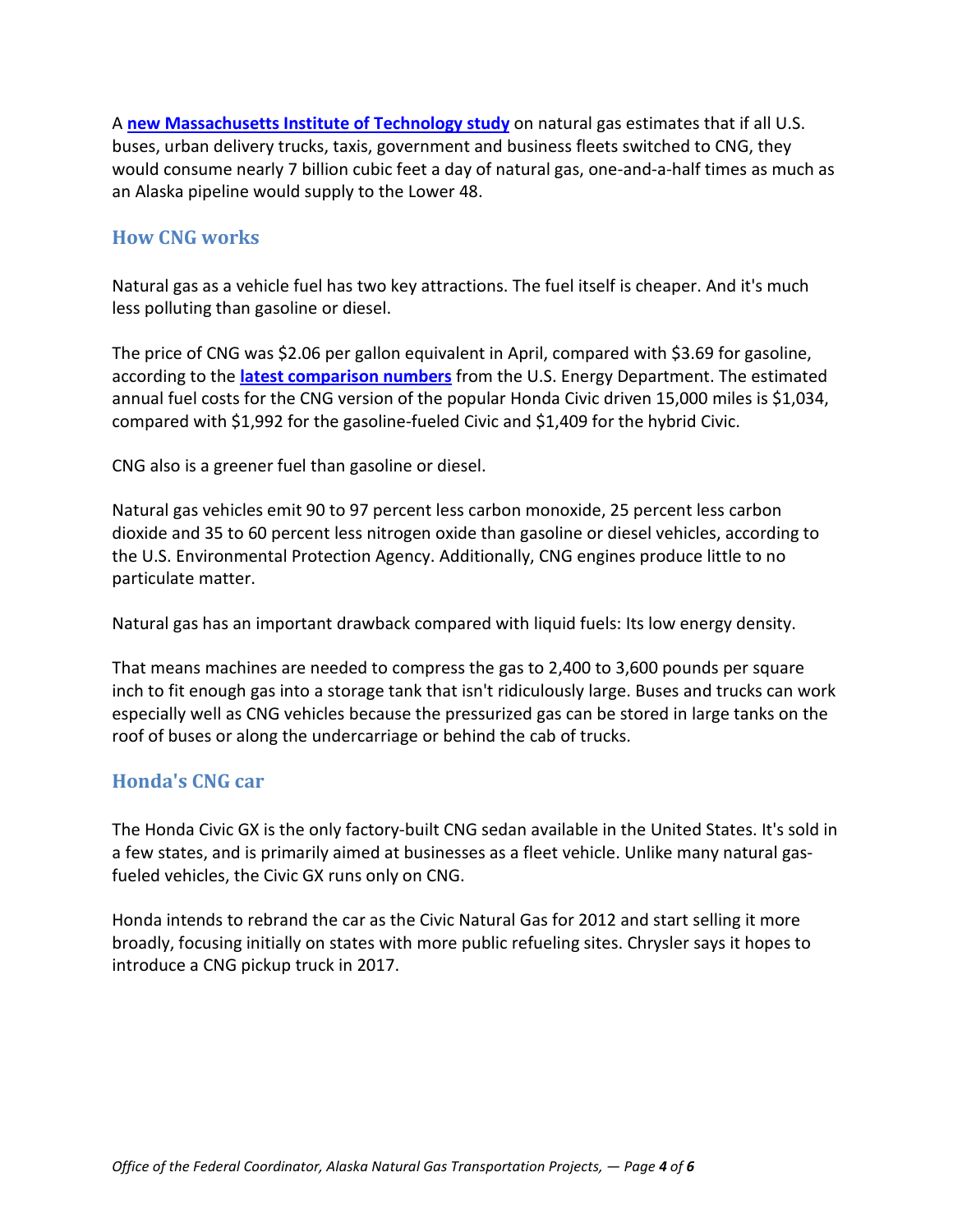A **new Massachusetts Institute of Technology study** on natural gas estimates that if all U.S. buses, urban delivery trucks, taxis, government and business fleets switched to CNG, they would consume nearly 7 billion cubic feet a day of natural gas, one-and-a-half times as much as an Alaska pipeline would supply to the Lower 48.

## How CNG works

Natural gas as a vehicle fuel has two key attractions. The fuel itself is cheaper. And it's much less polluting than gasoline or diesel.

The price of CNG was $2.06 per gallon equivalent in April, compared with $3.69 for gasoline, according to the **latest comparison numbers** from the U.S. Energy Department. The estimated annual fuel costs for the CNG version of the popular Honda Civic driven 15,000 miles is $1,034, compared with $1,992 for the gasoline-fueled Civic and $1,409 for the hybrid Civic.

CNG also is a greener fuel than gasoline or diesel.

Natural gas vehicles emit 90 to 97 percent less carbon monoxide, 25 percent less carbon dioxide and 35 to 60 percent less nitrogen oxide than gasoline or diesel vehicles, according to the U.S. Environmental Protection Agency. Additionally, CNG engines produce little to no particulate matter.

Natural gas has an important drawback compared with liquid fuels: Its low energy density.

That means machines are needed to compress the gas to 2,400 to 3,600 pounds per square inch to fit enough gas into a storage tank that isn't ridiculously large. Buses and trucks can work especially well as CNG vehicles because the pressurized gas can be stored in large tanks on the roof of buses or along the undercarriage or behind the cab of trucks.

## Honda's CNG car

The Honda Civic GX is the only factory-built CNG sedan available in the United States. It's sold in a few states, and is primarily aimed at businesses as a fleet vehicle. Unlike many natural gas-fueled vehicles, the Civic GX runs only on CNG.

Honda intends to rebrand the car as the Civic Natural Gas for 2012 and start selling it more broadly, focusing initially on states with more public refueling sites. Chrysler says it hopes to introduce a CNG pickup truck in 2017.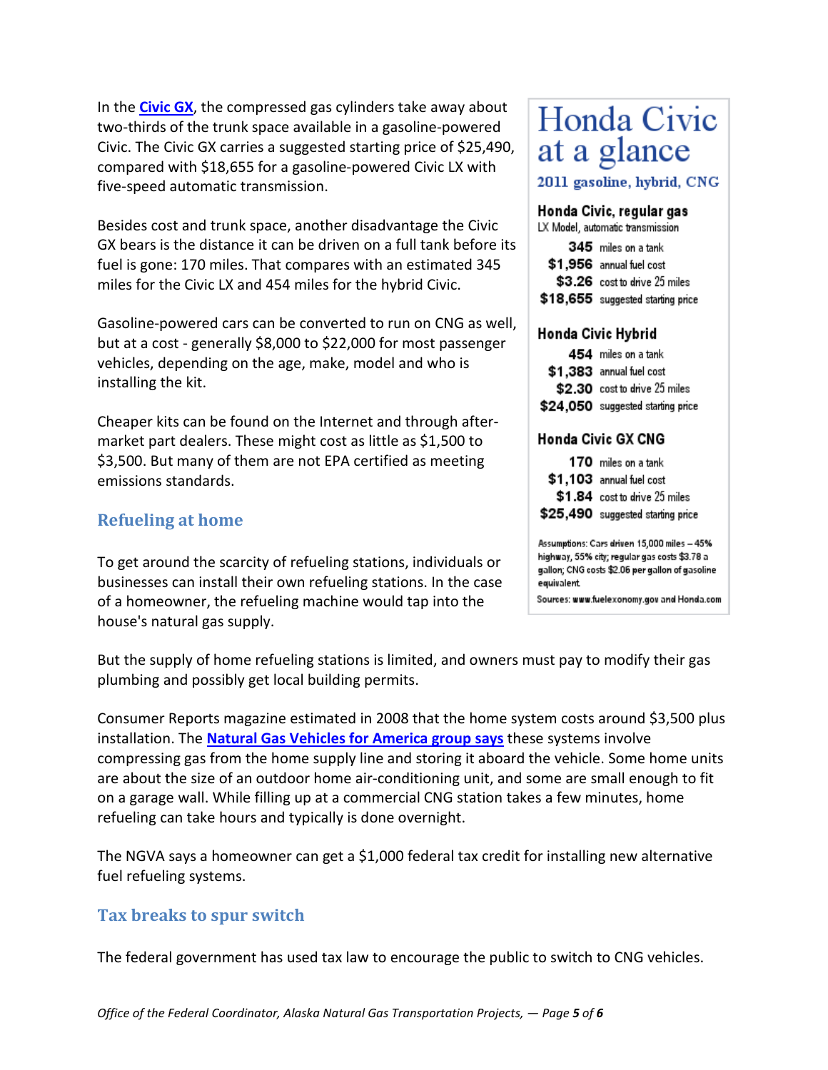In the **Civic GX**, the compressed gas cylinders take away about two-thirds of the trunk space available in a gasoline-powered Civic. The Civic GX carries a suggested starting price of $25,490, compared with $18,655 for a gasoline-powered Civic LX with five-speed automatic transmission.

Besides cost and trunk space, another disadvantage the Civic GX bears is the distance it can be driven on a full tank before its fuel is gone: 170 miles. That compares with an estimated 345 miles for the Civic LX and 454 miles for the hybrid Civic.

Gasoline-powered cars can be converted to run on CNG as well, but at a cost - generally $8,000 to $22,000 for most passenger vehicles, depending on the age, make, model and who is installing the kit.

Cheaper kits can be found on the Internet and through after-market part dealers. These might cost as little as $1,500 to $3,500. But many of them are not EPA certified as meeting emissions standards.

# Honda Civic at a glance

### 2011 gasoline, hybrid, CNG

**Honda Civic, regular gas**
LX Model, automatic transmission

| | |
|---|---|
| **345** | miles on a tank |
| **$1,956** | annual fuel cost |
| **$3.26** | cost to drive 25 miles |
| **$18,655** | suggested starting price |

**Honda Civic Hybrid**

| | |
|---|---|
| **454** | miles on a tank |
| **$1,383** | annual fuel cost |
| **$2.30** | cost to drive 25 miles |
| **$24,050** | suggested starting price |

**Honda Civic GX CNG**

| | |
|---|---|
| **170** | miles on a tank |
| **$1,103** | annual fuel cost |
| **$1.84** | cost to drive 25 miles |
| **$25,490** | suggested starting price |

Assumptions: Cars driven 15,000 miles – 45% highway, 55% city; regular gas costs $3.78 a gallon; CNG costs $2.06 per gallon of gasoline equivalent.

Sources: www.fuelexonomy.gov and Honda.com

## Refueling at home

To get around the scarcity of refueling stations, individuals or businesses can install their own refueling stations. In the case of a homeowner, the refueling machine would tap into the house's natural gas supply.

But the supply of home refueling stations is limited, and owners must pay to modify their gas plumbing and possibly get local building permits.

Consumer Reports magazine estimated in 2008 that the home system costs around $3,500 plus installation. The **Natural Gas Vehicles for America group says** these systems involve compressing gas from the home supply line and storing it aboard the vehicle. Some home units are about the size of an outdoor home air-conditioning unit, and some are small enough to fit on a garage wall. While filling up at a commercial CNG station takes a few minutes, home refueling can take hours and typically is done overnight.

The NGVA says a homeowner can get a $1,000 federal tax credit for installing new alternative fuel refueling systems.

## Tax breaks to spur switch

The federal government has used tax law to encourage the public to switch to CNG vehicles.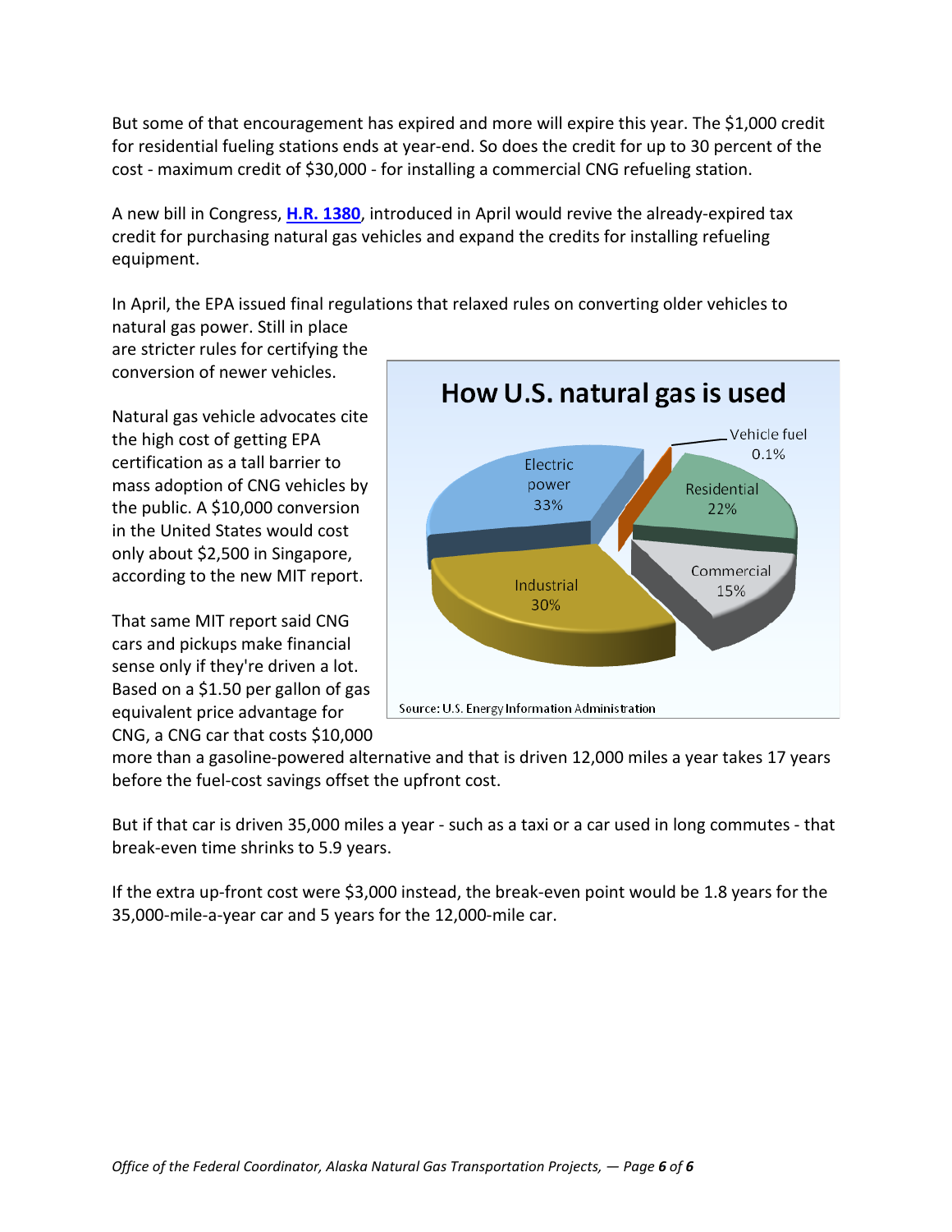But some of that encouragement has expired and more will expire this year. The $1,000 credit for residential fueling stations ends at year-end. So does the credit for up to 30 percent of the cost - maximum credit of $30,000 - for installing a commercial CNG refueling station.

A new bill in Congress, **H.R. 1380**, introduced in April would revive the already-expired tax credit for purchasing natural gas vehicles and expand the credits for installing refueling equipment.

In April, the EPA issued final regulations that relaxed rules on converting older vehicles to natural gas power. Still in place are stricter rules for certifying the conversion of newer vehicles.

Natural gas vehicle advocates cite the high cost of getting EPA certification as a tall barrier to mass adoption of CNG vehicles by the public. A $10,000 conversion in the United States would cost only about $2,500 in Singapore, according to the new MIT report.

That same MIT report said CNG cars and pickups make financial sense only if they're driven a lot. Based on a $1.50 per gallon of gas equivalent price advantage for CNG, a CNG car that costs $10,000 more than a gasoline-powered alternative and that is driven 12,000 miles a year takes 17 years before the fuel-cost savings offset the upfront cost.

How U.S. natural gas is used

Electric power 33%

Vehicle fuel 0.1%

Residential 22%

Commercial 15%

Industrial 30%

Source: U.S. Energy Information Administration

But if that car is driven 35,000 miles a year - such as a taxi or a car used in long commutes - that break-even time shrinks to 5.9 years.

If the extra up-front cost were $3,000 instead, the break-even point would be 1.8 years for the 35,000-mile-a-year car and 5 years for the 12,000-mile car.